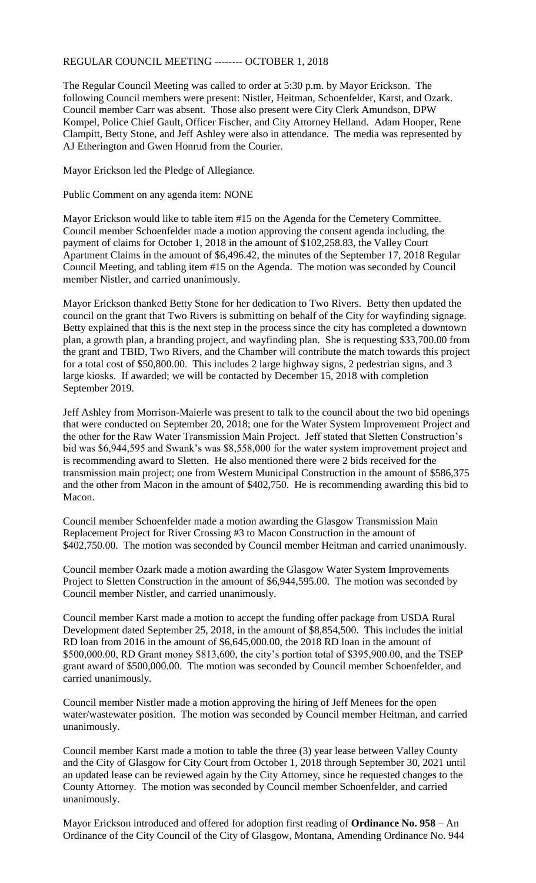REGULAR COUNCIL MEETING -------- OCTOBER 1, 2018

The Regular Council Meeting was called to order at 5:30 p.m. by Mayor Erickson. The following Council members were present: Nistler, Heitman, Schoenfelder, Karst, and Ozark. Council member Carr was absent. Those also present were City Clerk Amundson, DPW Kompel, Police Chief Gault, Officer Fischer, and City Attorney Helland. Adam Hooper, Rene Clampitt, Betty Stone, and Jeff Ashley were also in attendance. The media was represented by AJ Etherington and Gwen Honrud from the Courier.

Mayor Erickson led the Pledge of Allegiance.

Public Comment on any agenda item: NONE

Mayor Erickson would like to table item #15 on the Agenda for the Cemetery Committee. Council member Schoenfelder made a motion approving the consent agenda including, the payment of claims for October 1, 2018 in the amount of $102,258.83, the Valley Court Apartment Claims in the amount of $6,496.42, the minutes of the September 17, 2018 Regular Council Meeting, and tabling item #15 on the Agenda. The motion was seconded by Council member Nistler, and carried unanimously.

Mayor Erickson thanked Betty Stone for her dedication to Two Rivers. Betty then updated the council on the grant that Two Rivers is submitting on behalf of the City for wayfinding signage. Betty explained that this is the next step in the process since the city has completed a downtown plan, a growth plan, a branding project, and wayfinding plan. She is requesting $33,700.00 from the grant and TBID, Two Rivers, and the Chamber will contribute the match towards this project for a total cost of $50,800.00. This includes 2 large highway signs, 2 pedestrian signs, and 3 large kiosks. If awarded; we will be contacted by December 15, 2018 with completion September 2019.

Jeff Ashley from Morrison-Maierle was present to talk to the council about the two bid openings that were conducted on September 20, 2018; one for the Water System Improvement Project and the other for the Raw Water Transmission Main Project. Jeff stated that Sletten Construction's bid was $6,944,595 and Swank's was $8,558,000 for the water system improvement project and is recommending award to Sletten. He also mentioned there were 2 bids received for the transmission main project; one from Western Municipal Construction in the amount of $586,375 and the other from Macon in the amount of $402,750. He is recommending awarding this bid to Macon.

Council member Schoenfelder made a motion awarding the Glasgow Transmission Main Replacement Project for River Crossing #3 to Macon Construction in the amount of $402,750.00. The motion was seconded by Council member Heitman and carried unanimously.

Council member Ozark made a motion awarding the Glasgow Water System Improvements Project to Sletten Construction in the amount of $6,944,595.00. The motion was seconded by Council member Nistler, and carried unanimously.

Council member Karst made a motion to accept the funding offer package from USDA Rural Development dated September 25, 2018, in the amount of $8,854,500. This includes the initial RD loan from 2016 in the amount of $6,645,000.00, the 2018 RD loan in the amount of $500,000.00, RD Grant money $813,600, the city's portion total of $395,900.00, and the TSEP grant award of $500,000.00. The motion was seconded by Council member Schoenfelder, and carried unanimously.

Council member Nistler made a motion approving the hiring of Jeff Menees for the open water/wastewater position. The motion was seconded by Council member Heitman, and carried unanimously.

Council member Karst made a motion to table the three (3) year lease between Valley County and the City of Glasgow for City Court from October 1, 2018 through September 30, 2021 until an updated lease can be reviewed again by the City Attorney, since he requested changes to the County Attorney. The motion was seconded by Council member Schoenfelder, and carried unanimously.

Mayor Erickson introduced and offered for adoption first reading of **Ordinance No. 958** – An Ordinance of the City Council of the City of Glasgow, Montana, Amending Ordinance No. 944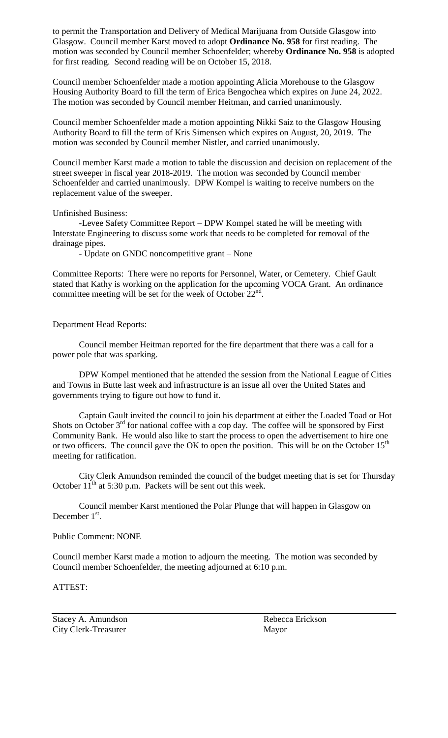to permit the Transportation and Delivery of Medical Marijuana from Outside Glasgow into Glasgow. Council member Karst moved to adopt **Ordinance No. 958** for first reading. The motion was seconded by Council member Schoenfelder; whereby **Ordinance No. 958** is adopted for first reading. Second reading will be on October 15, 2018.

Council member Schoenfelder made a motion appointing Alicia Morehouse to the Glasgow Housing Authority Board to fill the term of Erica Bengochea which expires on June 24, 2022. The motion was seconded by Council member Heitman, and carried unanimously.

Council member Schoenfelder made a motion appointing Nikki Saiz to the Glasgow Housing Authority Board to fill the term of Kris Simensen which expires on August, 20, 2019. The motion was seconded by Council member Nistler, and carried unanimously.

Council member Karst made a motion to table the discussion and decision on replacement of the street sweeper in fiscal year 2018-2019. The motion was seconded by Council member Schoenfelder and carried unanimously. DPW Kompel is waiting to receive numbers on the replacement value of the sweeper.

Unfinished Business:

-Levee Safety Committee Report – DPW Kompel stated he will be meeting with Interstate Engineering to discuss some work that needs to be completed for removal of the drainage pipes.

- Update on GNDC noncompetitive grant – None

Committee Reports: There were no reports for Personnel, Water, or Cemetery. Chief Gault stated that Kathy is working on the application for the upcoming VOCA Grant. An ordinance committee meeting will be set for the week of October 22nd.

Department Head Reports:

Council member Heitman reported for the fire department that there was a call for a power pole that was sparking.

DPW Kompel mentioned that he attended the session from the National League of Cities and Towns in Butte last week and infrastructure is an issue all over the United States and governments trying to figure out how to fund it.

Captain Gault invited the council to join his department at either the Loaded Toad or Hot Shots on October 3rd for national coffee with a cop day. The coffee will be sponsored by First Community Bank. He would also like to start the process to open the advertisement to hire one or two officers. The council gave the OK to open the position. This will be on the October 15th meeting for ratification.

City Clerk Amundson reminded the council of the budget meeting that is set for Thursday October 11th at 5:30 p.m. Packets will be sent out this week.

Council member Karst mentioned the Polar Plunge that will happen in Glasgow on December 1st.

Public Comment: NONE

Council member Karst made a motion to adjourn the meeting. The motion was seconded by Council member Schoenfelder, the meeting adjourned at 6:10 p.m.

ATTEST:

Stacey A. Amundson
City Clerk-Treasurer

Rebecca Erickson
Mayor